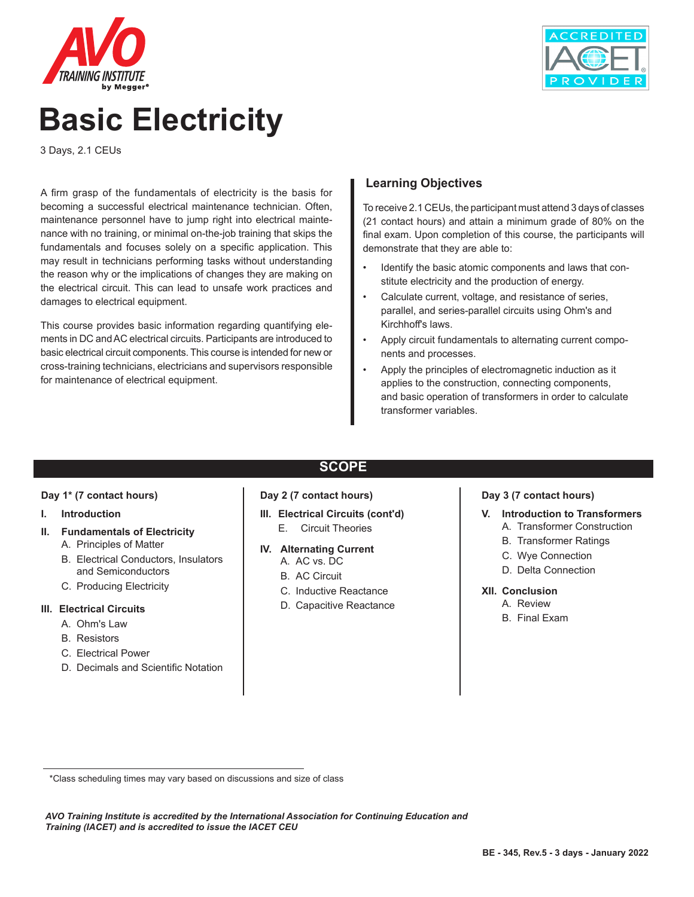# Basic Electricity

3 Days, 2.1 CEUs

A firm grasp of the fundamentals of electricity is the basis for becoming a successful electrical maintenance technician. Often, maintenance personnel have to jump right into electrical maintenance with no training, or minimal on-the-job training that skips the fundamentals and focuses solely on a specific application. This may result in technicians performing tasks without understanding the reason why or the implications of changes they are making on the electrical circuit. This can lead to unsafe work practices and damages to electrical equipment.

This course provides basic information regarding quantifying elements in DC and AC electrical circuits. Participants are introduced to basic electrical circuit components. This course is intended for new or cross-training technicians, electricians and supervisors responsible for maintenance of electrical equipment.

## Learning Objectives

To receive 2.1 CEUs, the participant must attend 3 days of classes (21 contact hours) and attain a minimum grade of 80% on the final exam. Upon completion of this course, the participants will demonstrate that they are able to:

- Identify the basic atomic components and laws that constitute electricity and the production of energy.
- Calculate current, voltage, and resistance of series, parallel, and series-parallel circuits using Ohm's and Kirchhoff's laws.
- Apply circuit fundamentals to alternating current components and processes.
- Apply the principles of electromagnetic induction as it applies to the construction, connecting components, and basic operation of transformers in order to calculate transformer variables.

## SCOPE

**Day 1* (7 contact hours)**

**I. Introduction**

**II. Fundamentals of Electricity**
- A. Principles of Matter
- B. Electrical Conductors, Insulators and Semiconductors
- C. Producing Electricity

**III. Electrical Circuits**
- A. Ohm's Law
- B. Resistors
- C. Electrical Power
- D. Decimals and Scientific Notation

**Day 2 (7 contact hours)**

**III. Electrical Circuits (cont'd)**
- E. Circuit Theories

**IV. Alternating Current**
- A. AC vs. DC
- B. AC Circuit
- C. Inductive Reactance
- D. Capacitive Reactance

**Day 3 (7 contact hours)**

**V. Introduction to Transformers**
- A. Transformer Construction
- B. Transformer Ratings
- C. Wye Connection
- D. Delta Connection

**XII. Conclusion**
- A. Review
- B. Final Exam

*Class scheduling times may vary based on discussions and size of class

*AVO Training Institute is accredited by the International Association for Continuing Education and Training (IACET) and is accredited to issue the IACET CEU*

**BE - 345, Rev.5 - 3 days - January 2022**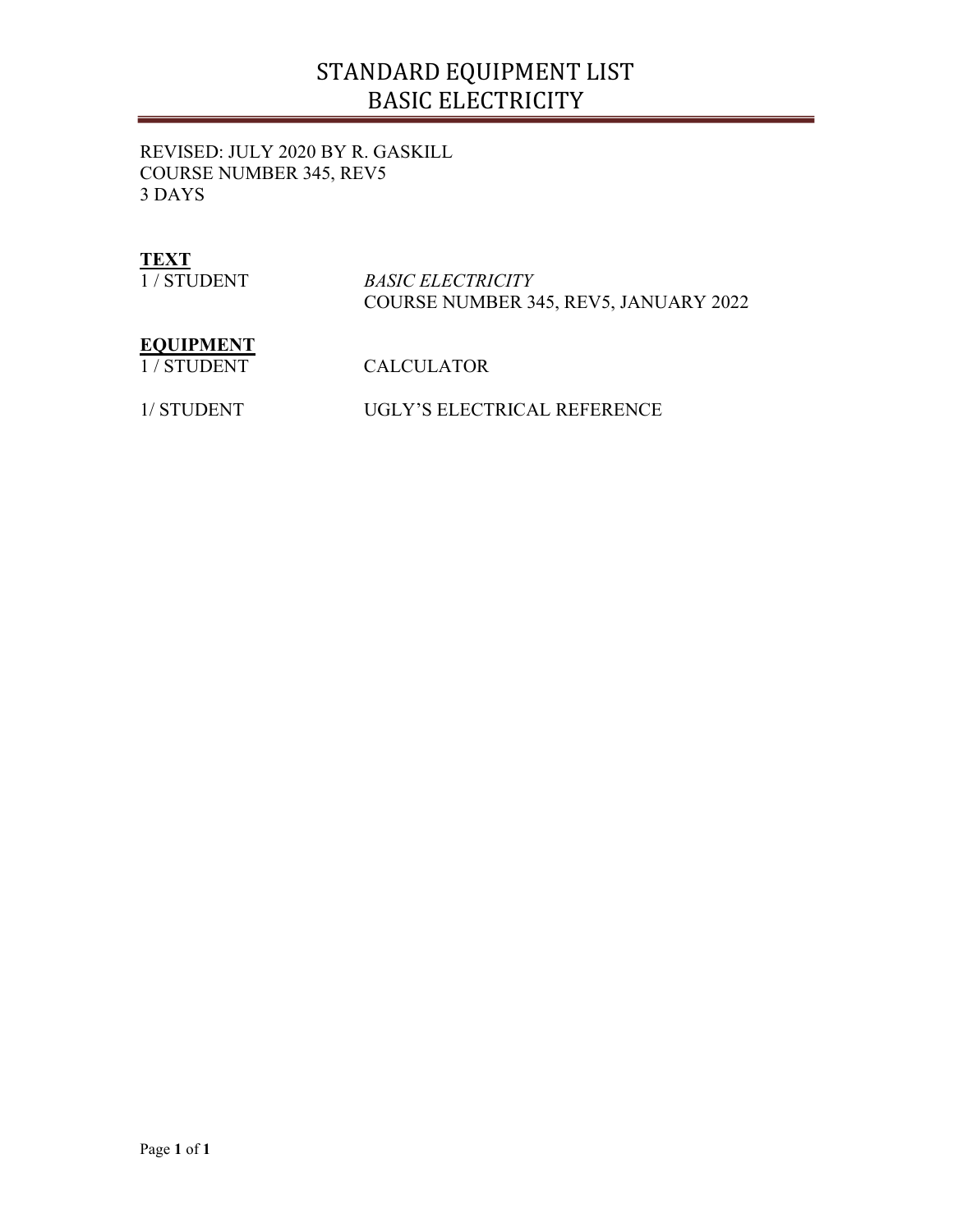# STANDARD EQUIPMENT LIST
# BASIC ELECTRICITY

REVISED: JULY 2020 BY R. GASKILL
COURSE NUMBER 345, REV5
3 DAYS

**TEXT**

| | |
|---|---|
| 1 / STUDENT | *BASIC ELECTRICITY*<br>COURSE NUMBER 345, REV5, JANUARY 2022 |

**EQUIPMENT**

| | |
|---|---|
| 1 / STUDENT | CALCULATOR |
| 1/ STUDENT | UGLY'S ELECTRICAL REFERENCE |